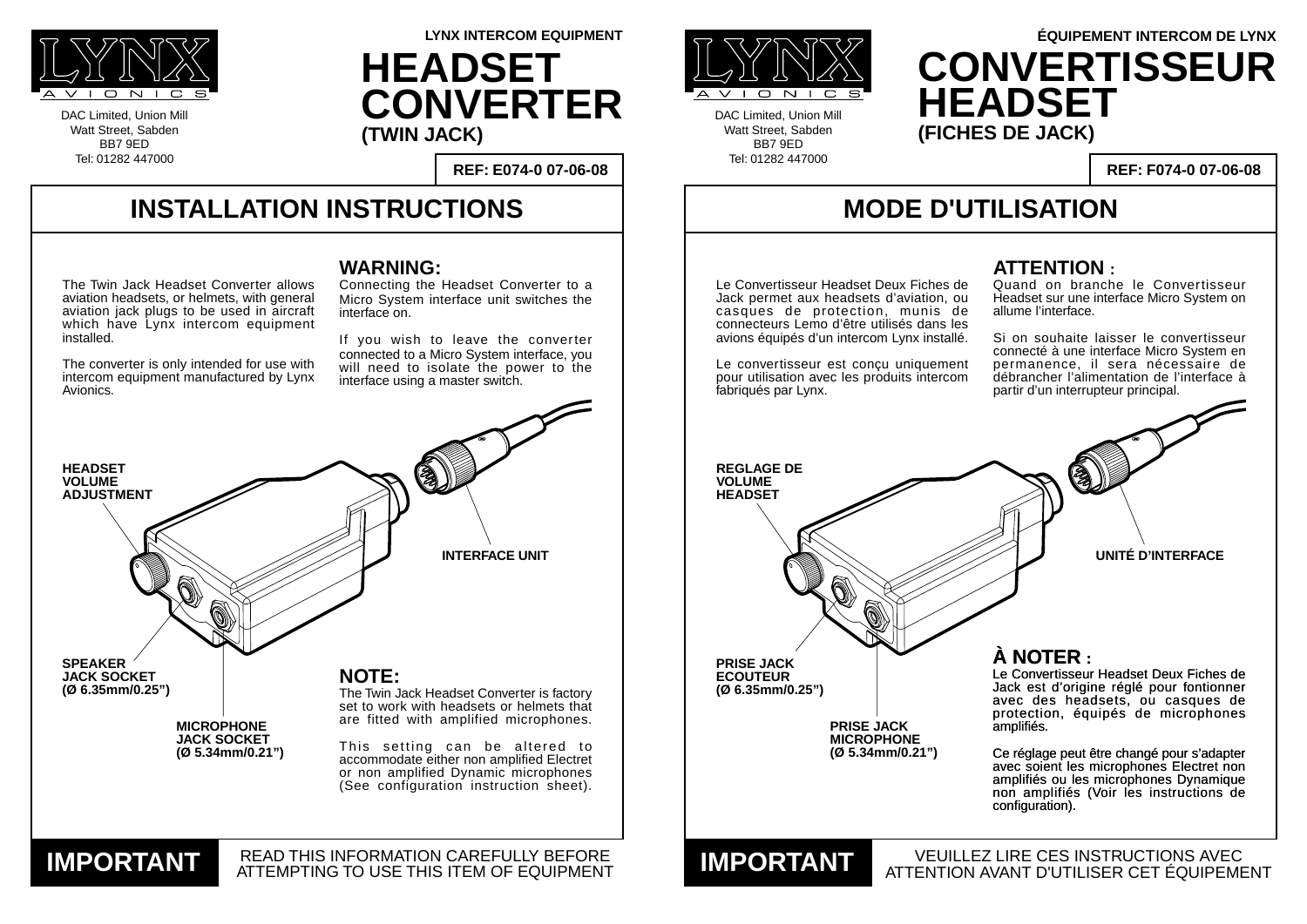LYNX AVIONICS

DAC Limited, Union Mill
Watt Street, Sabden
BB7 9ED
Tel: 01282 447000

**LYNX INTERCOM EQUIPMENT**

# HEADSET CONVERTER
**(TWIN JACK)**

**REF: E074-0 07-06-08**

## INSTALLATION INSTRUCTIONS

The Twin Jack Headset Converter allows aviation headsets, or helmets, with general aviation jack plugs to be used in aircraft which have Lynx intercom equipment installed.

The converter is only intended for use with intercom equipment manufactured by Lynx Avionics.

### WARNING:
Connecting the Headset Converter to a Micro System interface unit switches the interface on.

If you wish to leave the converter connected to a Micro System interface, you will need to isolate the power to the interface using a master switch.

**HEADSET VOLUME ADJUSTMENT**

**INTERFACE UNIT**

**SPEAKER JACK SOCKET (Ø 6.35mm/0.25")**

**MICROPHONE JACK SOCKET (Ø 5.34mm/0.21")**

### NOTE:
The Twin Jack Headset Converter is factory set to work with headsets or helmets that are fitted with amplified microphones.

This setting can be altered to accommodate either non amplified Electret or non amplified Dynamic microphones (See configuration instruction sheet).

**IMPORTANT** READ THIS INFORMATION CAREFULLY BEFORE ATTEMPTING TO USE THIS ITEM OF EQUIPMENT

---

LYNX AVIONICS

DAC Limited, Union Mill
Watt Street, Sabden
BB7 9ED
Tel: 01282 447000

**ÉQUIPEMENT INTERCOM DE LYNX**

# CONVERTISSEUR HEADSET
**(FICHES DE JACK)**

**REF: F074-0 07-06-08**

## MODE D'UTILISATION

Le Convertisseur Headset Deux Fiches de Jack permet aux headsets d'aviation, ou casques de protection, munis de connecteurs Lemo d'être utilisés dans les avions équipés d'un intercom Lynx installé.

Le convertisseur est conçu uniquement pour utilisation avec les produits intercom fabriqués par Lynx.

### ATTENTION :
Quand on branche le Convertisseur Headset sur une interface Micro System on allume l'interface.

Si on souhaite laisser le convertisseur connecté à une interface Micro System en permanence, il sera nécessaire de débrancher l'alimentation de l'interface à partir d'un interrupteur principal.

**REGLAGE DE VOLUME HEADSET**

**UNITÉ D'INTERFACE**

**PRISE JACK ECOUTEUR (Ø 6.35mm/0.25")**

**PRISE JACK MICROPHONE (Ø 5.34mm/0.21")**

### À NOTER :
Le Convertisseur Headset Deux Fiches de Jack est d'origine réglé pour fontionner avec des headsets, ou casques de protection, équipés de microphones amplifiés.

Ce réglage peut être changé pour s'adapter avec soient les microphones Electret non amplifiés ou les microphones Dynamique non amplifiés (Voir les instructions de configuration).

**IMPORTANT** VEUILLEZ LIRE CES INSTRUCTIONS AVEC ATTENTION AVANT D'UTILISER CET ÉQUIPEMENT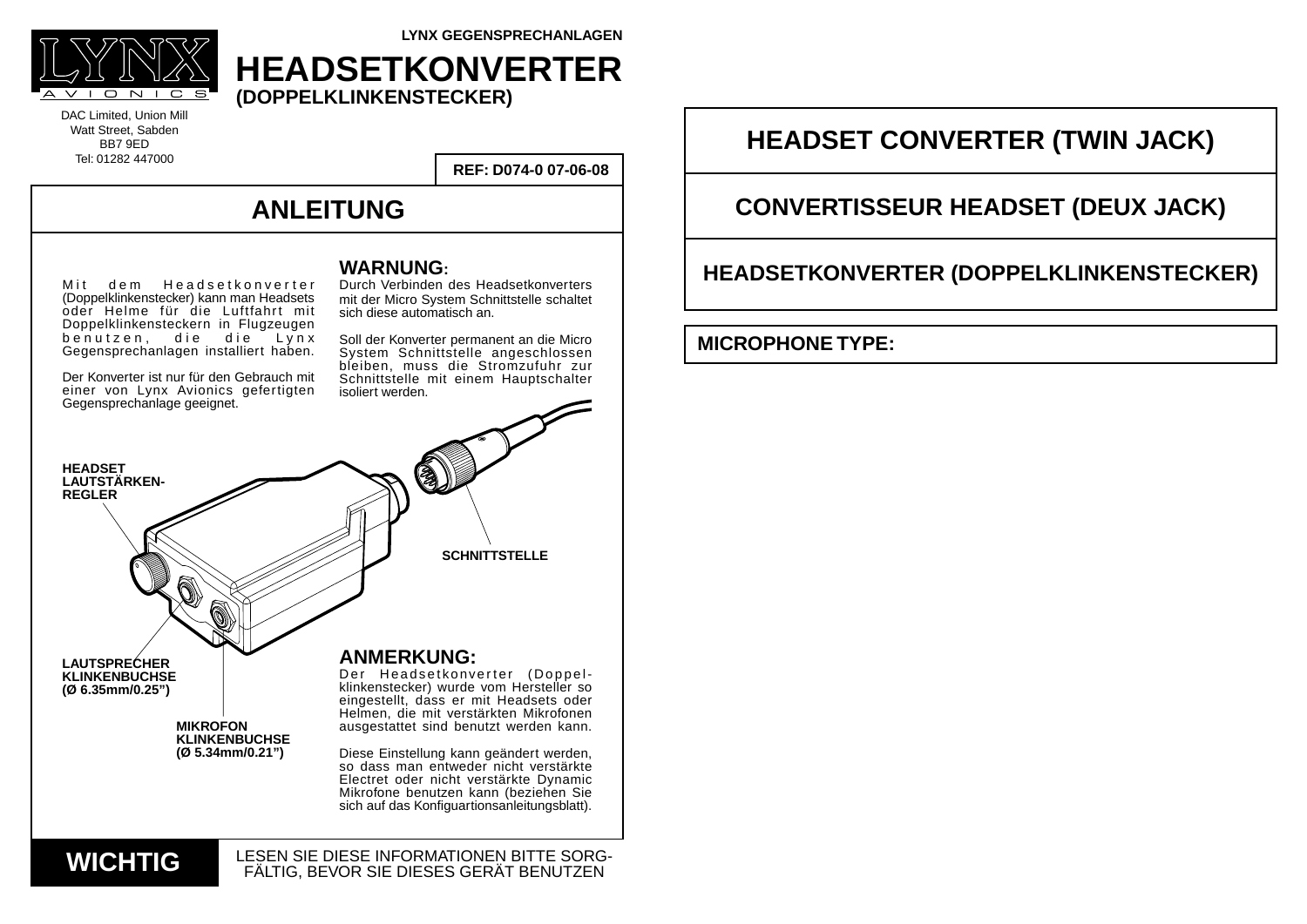LYNX GEGENSPRECHANLAGEN

# HEADSETKONVERTER

**(DOPPELKLINKENSTECKER)**

DAC Limited, Union Mill
Watt Street, Sabden
BB7 9ED
Tel: 01282 447000

**REF: D074-0 07-06-08**

## ANLEITUNG

Mit dem Headsetkonverter (Doppelklinkenstecker) kann man Headsets oder Helme für die Luftfahrt mit Doppelklinkensteckern in Flugzeugen benutzen, die die Lynx Gegensprechanlagen installiert haben.

Der Konverter ist nur für den Gebrauch mit einer von Lynx Avionics gefertigten Gegensprechanlage geeignet.

### WARNUNG:

Durch Verbinden des Headsetkonverters mit der Micro System Schnittstelle schaltet sich diese automatisch an.

Soll der Konverter permanent an die Micro System Schnittstelle angeschlossen bleiben, muss die Stromzufuhr zur Schnittstelle mit einem Hauptschalter isoliert werden.

**HEADSET LAUTSTÄRKEN-REGLER**

**SCHNITTSTELLE**

**LAUTSPRECHER KLINKENBUCHSE (Ø 6.35mm/0.25”)**

**MIKROFON KLINKENBUCHSE (Ø 5.34mm/0.21”)**

### ANMERKUNG:

Der Headsetkonverter (Doppel-klinkenstecker) wurde vom Hersteller so eingestellt, dass er mit Headsets oder Helmen, die mit verstärkten Mikrofonen ausgestattet sind benutzt werden kann.

Diese Einstellung kann geändert werden, so dass man entweder nicht verstärkte Electret oder nicht verstärkte Dynamic Mikrofone benutzen kann (beziehen Sie sich auf das Konfiguartionsanleitungsblatt).

**WICHTIG** LESEN SIE DIESE INFORMATIONEN BITTE SORGFÄLTIG, BEVOR SIE DIESES GERÄT BENUTZEN

## HEADSET CONVERTER (TWIN JACK)

## CONVERTISSEUR HEADSET (DEUX JACK)

## HEADSETKONVERTER (DOPPELKLINKENSTECKER)

**MICROPHONE TYPE:**